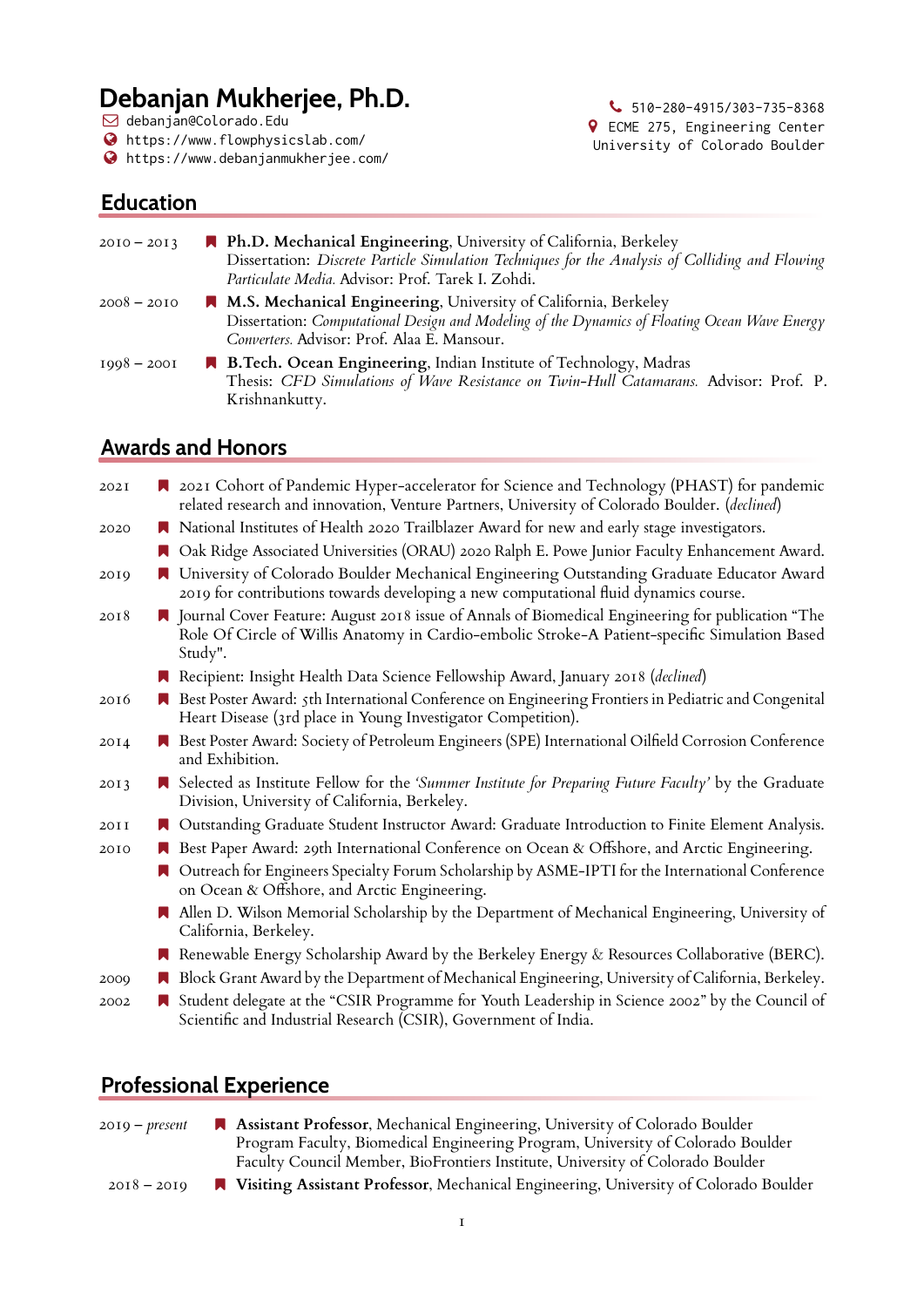# Debanjan Mukherjee, Ph.D.

debanjan@Colorado.Edu
https://www.flowphysicslab.com/
https://www.debanjanmukherjee.com/

510-280-4915/303-735-8368
ECME 275, Engineering Center
University of Colorado Boulder

## Education

2010 – 2013 — **Ph.D. Mechanical Engineering**, University of California, Berkeley
Dissertation: *Discrete Particle Simulation Techniques for the Analysis of Colliding and Flowing Particulate Media.* Advisor: Prof. Tarek I. Zohdi.

2008 – 2010 — **M.S. Mechanical Engineering**, University of California, Berkeley
Dissertation: *Computational Design and Modeling of the Dynamics of Floating Ocean Wave Energy Converters.* Advisor: Prof. Alaa E. Mansour.

1998 – 2001 — **B.Tech. Ocean Engineering**, Indian Institute of Technology, Madras
Thesis: *CFD Simulations of Wave Resistance on Twin-Hull Catamarans.* Advisor: Prof. P. Krishnankutty.

## Awards and Honors

2021
- 2021 Cohort of Pandemic Hyper-accelerator for Science and Technology (PHAST) for pandemic related research and innovation, Venture Partners, University of Colorado Boulder. (*declined*)

2020
- National Institutes of Health 2020 Trailblazer Award for new and early stage investigators.
- Oak Ridge Associated Universities (ORAU) 2020 Ralph E. Powe Junior Faculty Enhancement Award.

2019
- University of Colorado Boulder Mechanical Engineering Outstanding Graduate Educator Award 2019 for contributions towards developing a new computational fluid dynamics course.

2018
- Journal Cover Feature: August 2018 issue of Annals of Biomedical Engineering for publication "The Role Of Circle of Willis Anatomy in Cardio-embolic Stroke-A Patient-specific Simulation Based Study".
- Recipient: Insight Health Data Science Fellowship Award, January 2018 (*declined*)

2016
- Best Poster Award: 5th International Conference on Engineering Frontiers in Pediatric and Congenital Heart Disease (3rd place in Young Investigator Competition).

2014
- Best Poster Award: Society of Petroleum Engineers (SPE) International Oilfield Corrosion Conference and Exhibition.

2013
- Selected as Institute Fellow for the *'Summer Institute for Preparing Future Faculty'* by the Graduate Division, University of California, Berkeley.

2011
- Outstanding Graduate Student Instructor Award: Graduate Introduction to Finite Element Analysis.

2010
- Best Paper Award: 29th International Conference on Ocean & Offshore, and Arctic Engineering.
- Outreach for Engineers Specialty Forum Scholarship by ASME-IPTI for the International Conference on Ocean & Offshore, and Arctic Engineering.
- Allen D. Wilson Memorial Scholarship by the Department of Mechanical Engineering, University of California, Berkeley.
- Renewable Energy Scholarship Award by the Berkeley Energy & Resources Collaborative (BERC).

2009
- Block Grant Award by the Department of Mechanical Engineering, University of California, Berkeley.

2002
- Student delegate at the "CSIR Programme for Youth Leadership in Science 2002" by the Council of Scientific and Industrial Research (CSIR), Government of India.

## Professional Experience

2019 – *present* — **Assistant Professor**, Mechanical Engineering, University of Colorado Boulder
Program Faculty, Biomedical Engineering Program, University of Colorado Boulder
Faculty Council Member, BioFrontiers Institute, University of Colorado Boulder

2018 – 2019 — **Visiting Assistant Professor**, Mechanical Engineering, University of Colorado Boulder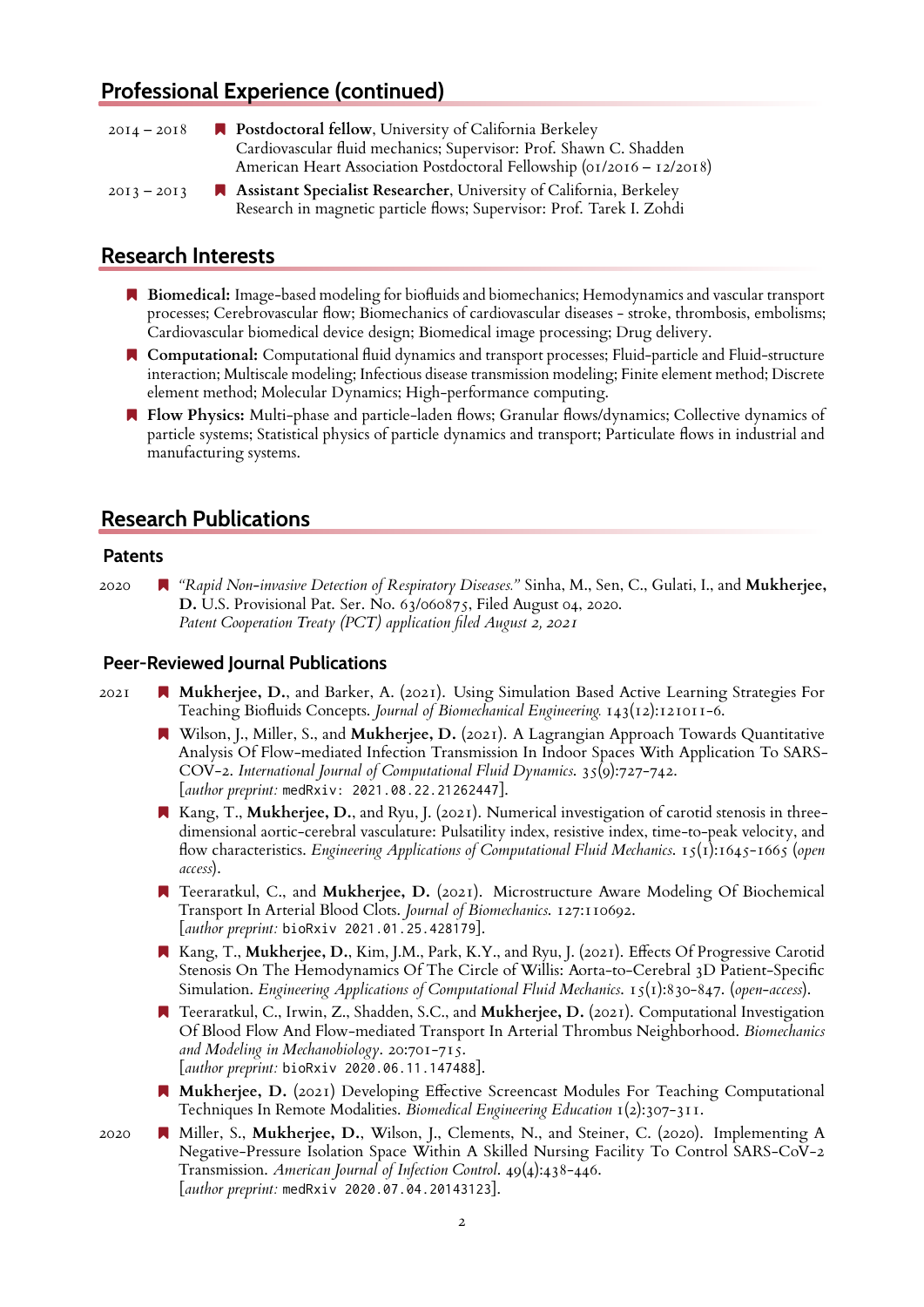## Professional Experience (continued)

2014 – 2018 — **Postdoctoral fellow**, University of California Berkeley
Cardiovascular fluid mechanics; Supervisor: Prof. Shawn C. Shadden
American Heart Association Postdoctoral Fellowship (01/2016 – 12/2018)

2013 – 2013 — **Assistant Specialist Researcher**, University of California, Berkeley
Research in magnetic particle flows; Supervisor: Prof. Tarek I. Zohdi

## Research Interests

- **Biomedical:** Image-based modeling for biofluids and biomechanics; Hemodynamics and vascular transport processes; Cerebrovascular flow; Biomechanics of cardiovascular diseases - stroke, thrombosis, embolisms; Cardiovascular biomedical device design; Biomedical image processing; Drug delivery.
- **Computational:** Computational fluid dynamics and transport processes; Fluid-particle and Fluid-structure interaction; Multiscale modeling; Infectious disease transmission modeling; Finite element method; Discrete element method; Molecular Dynamics; High-performance computing.
- **Flow Physics:** Multi-phase and particle-laden flows; Granular flows/dynamics; Collective dynamics of particle systems; Statistical physics of particle dynamics and transport; Particulate flows in industrial and manufacturing systems.

## Research Publications

### Patents

2020
- *"Rapid Non-invasive Detection of Respiratory Diseases."* Sinha, M., Sen, C., Gulati, I., and **Mukherjee, D.** U.S. Provisional Pat. Ser. No. 63/060875, Filed August 04, 2020.
*Patent Cooperation Treaty (PCT) application filed August 2, 2021*

### Peer-Reviewed Journal Publications

2021
- **Mukherjee, D.**, and Barker, A. (2021). Using Simulation Based Active Learning Strategies For Teaching Biofluids Concepts. *Journal of Biomechanical Engineering.* 143(12):121011-6.
- Wilson, J., Miller, S., and **Mukherjee, D.** (2021). A Lagrangian Approach Towards Quantitative Analysis Of Flow-mediated Infection Transmission In Indoor Spaces With Application To SARS-COV-2. *International Journal of Computational Fluid Dynamics.* 35(9):727-742.
[*author preprint:* `medRxiv: 2021.08.22.21262447`].
- Kang, T., **Mukherjee, D.**, and Ryu, J. (2021). Numerical investigation of carotid stenosis in three-dimensional aortic-cerebral vasculature: Pulsatility index, resistive index, time-to-peak velocity, and flow characteristics. *Engineering Applications of Computational Fluid Mechanics.* 15(1):1645-1665 (*open access*).
- Teeraratkul, C., and **Mukherjee, D.** (2021). Microstructure Aware Modeling Of Biochemical Transport In Arterial Blood Clots. *Journal of Biomechanics.* 127:110692.
[*author preprint:* `bioRxiv 2021.01.25.428179`].
- Kang, T., **Mukherjee, D.**, Kim, J.M., Park, K.Y., and Ryu, J. (2021). Effects Of Progressive Carotid Stenosis On The Hemodynamics Of The Circle of Willis: Aorta-to-Cerebral 3D Patient-Specific Simulation. *Engineering Applications of Computational Fluid Mechanics.* 15(1):830-847. (*open-access*).
- Teeraratkul, C., Irwin, Z., Shadden, S.C., and **Mukherjee, D.** (2021). Computational Investigation Of Blood Flow And Flow-mediated Transport In Arterial Thrombus Neighborhood. *Biomechanics and Modeling in Mechanobiology.* 20:701-715.
[*author preprint:* `bioRxiv 2020.06.11.147488`].
- **Mukherjee, D.** (2021) Developing Effective Screencast Modules For Teaching Computational Techniques In Remote Modalities. *Biomedical Engineering Education* 1(2):307-311.

2020
- Miller, S., **Mukherjee, D.**, Wilson, J., Clements, N., and Steiner, C. (2020). Implementing A Negative-Pressure Isolation Space Within A Skilled Nursing Facility To Control SARS-CoV-2 Transmission. *American Journal of Infection Control.* 49(4):438-446.
[*author preprint:* `medRxiv 2020.07.04.20143123`].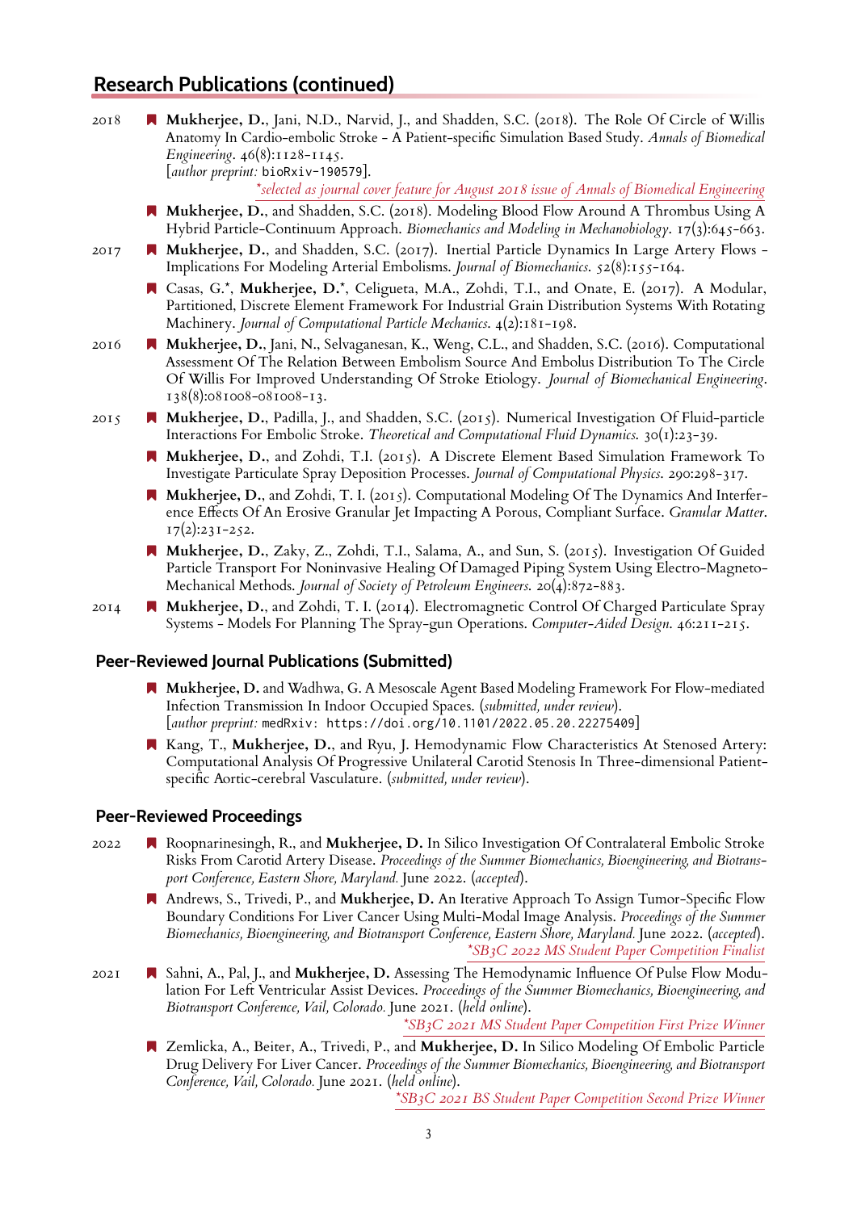## Research Publications (continued)

2018

- **Mukherjee, D.**, Jani, N.D., Narvid, J., and Shadden, S.C. (2018). The Role Of Circle of Willis Anatomy In Cardio-embolic Stroke - A Patient-specific Simulation Based Study. *Annals of Biomedical Engineering*. 46(8):1128-1145.
  [*author preprint:* bioRxiv-190579].
  *\*selected as journal cover feature for August 2018 issue of Annals of Biomedical Engineering*
- **Mukherjee, D.**, and Shadden, S.C. (2018). Modeling Blood Flow Around A Thrombus Using A Hybrid Particle-Continuum Approach. *Biomechanics and Modeling in Mechanobiology*. 17(3):645-663.

2017

- **Mukherjee, D.**, and Shadden, S.C. (2017). Inertial Particle Dynamics In Large Artery Flows - Implications For Modeling Arterial Embolisms. *Journal of Biomechanics*. 52(8):155-164.
- Casas, G.\*, **Mukherjee, D.\***, Celigueta, M.A., Zohdi, T.I., and Onate, E. (2017). A Modular, Partitioned, Discrete Element Framework For Industrial Grain Distribution Systems With Rotating Machinery. *Journal of Computational Particle Mechanics*. 4(2):181-198.

2016

- **Mukherjee, D.**, Jani, N., Selvaganesan, K., Weng, C.L., and Shadden, S.C. (2016). Computational Assessment Of The Relation Between Embolism Source And Embolus Distribution To The Circle Of Willis For Improved Understanding Of Stroke Etiology. *Journal of Biomechanical Engineering*. 138(8):081008-081008-13.

2015

- **Mukherjee, D.**, Padilla, J., and Shadden, S.C. (2015). Numerical Investigation Of Fluid-particle Interactions For Embolic Stroke. *Theoretical and Computational Fluid Dynamics*. 30(1):23-39.
- **Mukherjee, D.**, and Zohdi, T.I. (2015). A Discrete Element Based Simulation Framework To Investigate Particulate Spray Deposition Processes. *Journal of Computational Physics*. 290:298-317.
- **Mukherjee, D.**, and Zohdi, T. I. (2015). Computational Modeling Of The Dynamics And Interference Effects Of An Erosive Granular Jet Impacting A Porous, Compliant Surface. *Granular Matter*. 17(2):231-252.
- **Mukherjee, D.**, Zaky, Z., Zohdi, T.I., Salama, A., and Sun, S. (2015). Investigation Of Guided Particle Transport For Noninvasive Healing Of Damaged Piping System Using Electro-Magneto-Mechanical Methods. *Journal of Society of Petroleum Engineers*. 20(4):872-883.

2014

- **Mukherjee, D.**, and Zohdi, T. I. (2014). Electromagnetic Control Of Charged Particulate Spray Systems - Models For Planning The Spray-gun Operations. *Computer-Aided Design*. 46:211-215.

## Peer-Reviewed Journal Publications (Submitted)

- **Mukherjee, D.** and Wadhwa, G. A Mesoscale Agent Based Modeling Framework For Flow-mediated Infection Transmission In Indoor Occupied Spaces. (*submitted, under review*).
  [*author preprint:* medRxiv: https://doi.org/10.1101/2022.05.20.22275409]
- Kang, T., **Mukherjee, D.**, and Ryu, J. Hemodynamic Flow Characteristics At Stenosed Artery: Computational Analysis Of Progressive Unilateral Carotid Stenosis In Three-dimensional Patient-specific Aortic-cerebral Vasculature. (*submitted, under review*).

## Peer-Reviewed Proceedings

2022

- Roopnarinesingh, R., and **Mukherjee, D.** In Silico Investigation Of Contralateral Embolic Stroke Risks From Carotid Artery Disease. *Proceedings of the Summer Biomechanics, Bioengineering, and Biotransport Conference, Eastern Shore, Maryland.* June 2022. (*accepted*).
- Andrews, S., Trivedi, P., and **Mukherjee, D.** An Iterative Approach To Assign Tumor-Specific Flow Boundary Conditions For Liver Cancer Using Multi-Modal Image Analysis. *Proceedings of the Summer Biomechanics, Bioengineering, and Biotransport Conference, Eastern Shore, Maryland.* June 2022. (*accepted*).
  *\*SB3C 2022 MS Student Paper Competition Finalist*

2021

- Sahni, A., Pal, J., and **Mukherjee, D.** Assessing The Hemodynamic Influence Of Pulse Flow Modulation For Left Ventricular Assist Devices. *Proceedings of the Summer Biomechanics, Bioengineering, and Biotransport Conference, Vail, Colorado.* June 2021. (*held online*).
  *\*SB3C 2021 MS Student Paper Competition First Prize Winner*
- Zemlicka, A., Beiter, A., Trivedi, P., and **Mukherjee, D.** In Silico Modeling Of Embolic Particle Drug Delivery For Liver Cancer. *Proceedings of the Summer Biomechanics, Bioengineering, and Biotransport Conference, Vail, Colorado.* June 2021. (*held online*).
  *\*SB3C 2021 BS Student Paper Competition Second Prize Winner*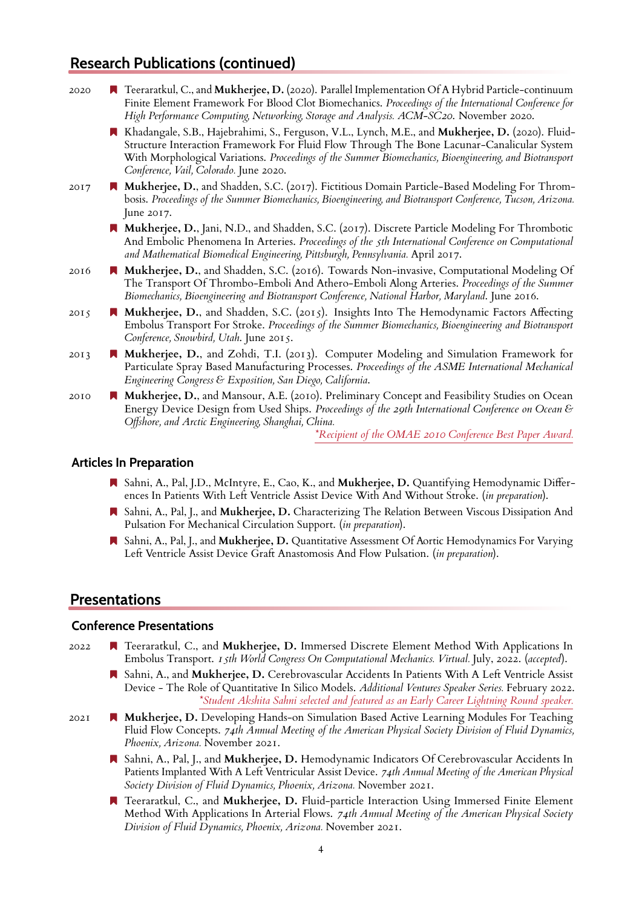## Research Publications (continued)

**2020**

- Teeraratkul, C., and **Mukherjee, D.** (2020). Parallel Implementation Of A Hybrid Particle-continuum Finite Element Framework For Blood Clot Biomechanics. *Proceedings of the International Conference for High Performance Computing, Networking, Storage and Analysis. ACM-SC20.* November 2020.
- Khadangale, S.B., Hajebrahimi, S., Ferguson, V.L., Lynch, M.E., and **Mukherjee, D.** (2020). Fluid-Structure Interaction Framework For Fluid Flow Through The Bone Lacunar-Canalicular System With Morphological Variations. *Proceedings of the Summer Biomechanics, Bioengineering, and Biotransport Conference, Vail, Colorado.* June 2020.

**2017**

- **Mukherjee, D.**, and Shadden, S.C. (2017). Fictitious Domain Particle-Based Modeling For Thrombosis. *Proceedings of the Summer Biomechanics, Bioengineering, and Biotransport Conference, Tucson, Arizona.* June 2017.
- **Mukherjee, D.**, Jani, N.D., and Shadden, S.C. (2017). Discrete Particle Modeling For Thrombotic And Embolic Phenomena In Arteries. *Proceedings of the 5th International Conference on Computational and Mathematical Biomedical Engineering, Pittsburgh, Pennsylvania.* April 2017.

**2016**

- **Mukherjee, D.**, and Shadden, S.C. (2016). Towards Non-invasive, Computational Modeling Of The Transport Of Thrombo-Emboli And Athero-Emboli Along Arteries. *Proceedings of the Summer Biomechanics, Bioengineering and Biotransport Conference, National Harbor, Maryland*. June 2016.

**2015**

- **Mukherjee, D.**, and Shadden, S.C. (2015). Insights Into The Hemodynamic Factors Affecting Embolus Transport For Stroke. *Proceedings of the Summer Biomechanics, Bioengineering and Biotransport Conference, Snowbird, Utah*. June 2015.

**2013**

- **Mukherjee, D.**, and Zohdi, T.I. (2013). Computer Modeling and Simulation Framework for Particulate Spray Based Manufacturing Processes. *Proceedings of the ASME International Mechanical Engineering Congress & Exposition, San Diego, California*.

**2010**

- **Mukherjee, D.**, and Mansour, A.E. (2010). Preliminary Concept and Feasibility Studies on Ocean Energy Device Design from Used Ships. *Proceedings of the 29th International Conference on Ocean & Offshore, and Arctic Engineering, Shanghai, China.*
  *\*Recipient of the OMAE 2010 Conference Best Paper Award.*

### Articles In Preparation

- Sahni, A., Pal, J.D., McIntyre, E., Cao, K., and **Mukherjee, D.** Quantifying Hemodynamic Differences In Patients With Left Ventricle Assist Device With And Without Stroke. (*in preparation*).
- Sahni, A., Pal, J., and **Mukherjee, D.** Characterizing The Relation Between Viscous Dissipation And Pulsation For Mechanical Circulation Support. (*in preparation*).
- Sahni, A., Pal, J., and **Mukherjee, D.** Quantitative Assessment Of Aortic Hemodynamics For Varying Left Ventricle Assist Device Graft Anastomosis And Flow Pulsation. (*in preparation*).

## Presentations

### Conference Presentations

**2022**

- Teeraratkul, C., and **Mukherjee, D.** Immersed Discrete Element Method With Applications In Embolus Transport. *15th World Congress On Computational Mechanics. Virtual.* July, 2022. (*accepted*).
- Sahni, A., and **Mukherjee, D.** Cerebrovascular Accidents In Patients With A Left Ventricle Assist Device - The Role of Quantitative In Silico Models. *Additional Ventures Speaker Series.* February 2022.
  *\*Student Akshita Sahni selected and featured as an Early Career Lightning Round speaker.*

**2021**

- **Mukherjee, D.** Developing Hands-on Simulation Based Active Learning Modules For Teaching Fluid Flow Concepts. *74th Annual Meeting of the American Physical Society Division of Fluid Dynamics, Phoenix, Arizona.* November 2021.
- Sahni, A., Pal, J., and **Mukherjee, D.** Hemodynamic Indicators Of Cerebrovascular Accidents In Patients Implanted With A Left Ventricular Assist Device. *74th Annual Meeting of the American Physical Society Division of Fluid Dynamics, Phoenix, Arizona.* November 2021.
- Teeraratkul, C., and **Mukherjee, D.** Fluid-particle Interaction Using Immersed Finite Element Method With Applications In Arterial Flows. *74th Annual Meeting of the American Physical Society Division of Fluid Dynamics, Phoenix, Arizona.* November 2021.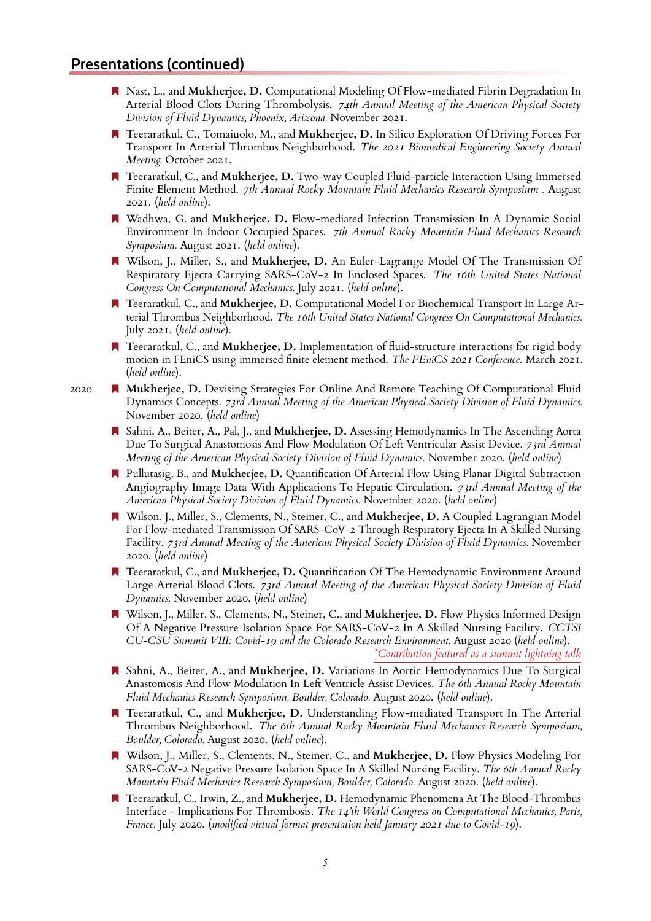## Presentations (continued)

- Nast, L., and **Mukherjee, D.** Computational Modeling Of Flow-mediated Fibrin Degradation In Arterial Blood Clots During Thrombolysis. *74th Annual Meeting of the American Physical Society Division of Fluid Dynamics, Phoenix, Arizona.* November 2021.
- Teeraratkul, C., Tomaiuolo, M., and **Mukherjee, D.** In Silico Exploration Of Driving Forces For Transport In Arterial Thrombus Neighborhood. *The 2021 Biomedical Engineering Society Annual Meeting.* October 2021.
- Teeraratkul, C., and **Mukherjee, D.** Two-way Coupled Fluid-particle Interaction Using Immersed Finite Element Method. *7th Annual Rocky Mountain Fluid Mechanics Research Symposium .* August 2021. (*held online*).
- Wadhwa, G. and **Mukherjee, D.** Flow-mediated Infection Transmission In A Dynamic Social Environment In Indoor Occupied Spaces. *7th Annual Rocky Mountain Fluid Mechanics Research Symposium.* August 2021. (*held online*).
- Wilson, J., Miller, S., and **Mukherjee, D.** An Euler-Lagrange Model Of The Transmission Of Respiratory Ejecta Carrying SARS-CoV-2 In Enclosed Spaces. *The 16th United States National Congress On Computational Mechanics.* July 2021. (*held online*).
- Teeraratkul, C., and **Mukherjee, D.** Computational Model For Biochemical Transport In Large Arterial Thrombus Neighborhood. *The 16th United States National Congress On Computational Mechanics.* July 2021. (*held online*).
- Teeraratkul, C., and **Mukherjee, D.** Implementation of fluid-structure interactions for rigid body motion in FEniCS using immersed finite element method. *The FEniCS 2021 Conference*. March 2021. (*held online*).

2020

- **Mukherjee, D.** Devising Strategies For Online And Remote Teaching Of Computational Fluid Dynamics Concepts. *73rd Annual Meeting of the American Physical Society Division of Fluid Dynamics.* November 2020. (*held online*)
- Sahni, A., Beiter, A., Pal, J., and **Mukherjee, D.** Assessing Hemodynamics In The Ascending Aorta Due To Surgical Anastomosis And Flow Modulation Of Left Ventricular Assist Device. *73rd Annual Meeting of the American Physical Society Division of Fluid Dynamics.* November 2020. (*held online*)
- Pullutasig, B., and **Mukherjee, D.** Quantification Of Arterial Flow Using Planar Digital Subtraction Angiography Image Data With Applications To Hepatic Circulation. *73rd Annual Meeting of the American Physical Society Division of Fluid Dynamics.* November 2020. (*held online*)
- Wilson, J., Miller, S., Clements, N., Steiner, C., and **Mukherjee, D.** A Coupled Lagrangian Model For Flow-mediated Transmission Of SARS-CoV-2 Through Respiratory Ejecta In A Skilled Nursing Facility. *73rd Annual Meeting of the American Physical Society Division of Fluid Dynamics.* November 2020. (*held online*)
- Teeraratkul, C., and **Mukherjee, D.** Quantification Of The Hemodynamic Environment Around Large Arterial Blood Clots. *73rd Annual Meeting of the American Physical Society Division of Fluid Dynamics.* November 2020. (*held online*)
- Wilson, J., Miller, S., Clements, N., Steiner, C., and **Mukherjee, D.** Flow Physics Informed Design Of A Negative Pressure Isolation Space For SARS-CoV-2 In A Skilled Nursing Facility. *CCTSI CU-CSU Summit VIII: Covid-19 and the Colorado Research Environment.* August 2020 (*held online*).
  *\*Contribution featured as a summit lightning talk*
- Sahni, A., Beiter, A., and **Mukherjee, D.** Variations In Aortic Hemodynamics Due To Surgical Anastomosis And Flow Modulation In Left Ventricle Assist Devices. *The 6th Annual Rocky Mountain Fluid Mechanics Research Symposium, Boulder, Colorado.* August 2020. (*held online*).
- Teeraratkul, C., and **Mukherjee, D.** Understanding Flow-mediated Transport In The Arterial Thrombus Neighborhood. *The 6th Annual Rocky Mountain Fluid Mechanics Research Symposium, Boulder, Colorado.* August 2020. (*held online*).
- Wilson, J., Miller, S., Clements, N., Steiner, C., and **Mukherjee, D.** Flow Physics Modeling For SARS-CoV-2 Negative Pressure Isolation Space In A Skilled Nursing Facility. *The 6th Annual Rocky Mountain Fluid Mechanics Research Symposium, Boulder, Colorado.* August 2020. (*held online*).
- Teeraratkul, C., Irwin, Z., and **Mukherjee, D.** Hemodynamic Phenomena At The Blood-Thrombus Interface - Implications For Thrombosis. *The 14'th World Congress on Computational Mechanics, Paris, France.* July 2020. (*modified virtual format presentation held January 2021 due to Covid-19*).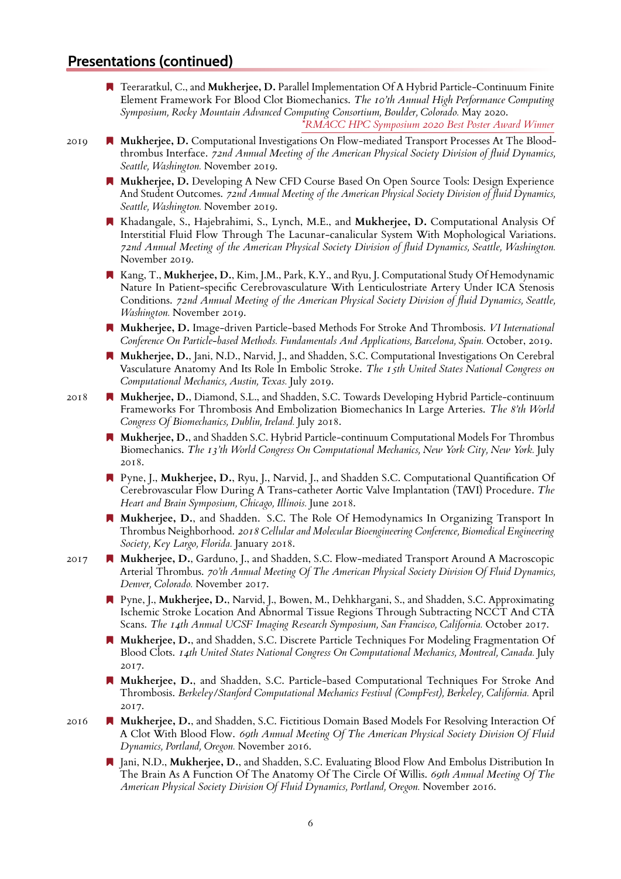## Presentations (continued)

- Teeraratkul, C., and **Mukherjee, D.** Parallel Implementation Of A Hybrid Particle-Continuum Finite Element Framework For Blood Clot Biomechanics. *The 10'th Annual High Performance Computing Symposium, Rocky Mountain Advanced Computing Consortium, Boulder, Colorado.* May 2020.
  *\*RMACC HPC Symposium 2020 Best Poster Award Winner*

**2019**

- **Mukherjee, D.** Computational Investigations On Flow-mediated Transport Processes At The Blood-thrombus Interface. *72nd Annual Meeting of the American Physical Society Division of fluid Dynamics, Seattle, Washington.* November 2019.
- **Mukherjee, D.** Developing A New CFD Course Based On Open Source Tools: Design Experience And Student Outcomes. *72nd Annual Meeting of the American Physical Society Division of fluid Dynamics, Seattle, Washington.* November 2019.
- Khadangale, S., Hajebrahimi, S., Lynch, M.E., and **Mukherjee, D.** Computational Analysis Of Interstitial Fluid Flow Through The Lacunar-canalicular System With Mophological Variations. *72nd Annual Meeting of the American Physical Society Division of fluid Dynamics, Seattle, Washington.* November 2019.
- Kang, T., **Mukherjee, D.**, Kim, J.M., Park, K.Y., and Ryu, J. Computational Study Of Hemodynamic Nature In Patient-specific Cerebrovasculature With Lenticulostriate Artery Under ICA Stenosis Conditions. *72nd Annual Meeting of the American Physical Society Division of fluid Dynamics, Seattle, Washington.* November 2019.
- **Mukherjee, D.** Image-driven Particle-based Methods For Stroke And Thrombosis. *VI International Conference On Particle-based Methods. Fundamentals And Applications, Barcelona, Spain.* October, 2019.
- **Mukherjee, D.**, Jani, N.D., Narvid, J., and Shadden, S.C. Computational Investigations On Cerebral Vasculature Anatomy And Its Role In Embolic Stroke. *The 15th United States National Congress on Computational Mechanics, Austin, Texas.* July 2019.

**2018**

- **Mukherjee, D.**, Diamond, S.L., and Shadden, S.C. Towards Developing Hybrid Particle-continuum Frameworks For Thrombosis And Embolization Biomechanics In Large Arteries. *The 8'th World Congress Of Biomechanics, Dublin, Ireland.* July 2018.
- **Mukherjee, D.**, and Shadden S.C. Hybrid Particle-continuum Computational Models For Thrombus Biomechanics. *The 13'th World Congress On Computational Mechanics, New York City, New York.* July 2018.
- Pyne, J., **Mukherjee, D.**, Ryu, J., Narvid, J., and Shadden S.C. Computational Quantification Of Cerebrovascular Flow During A Trans-catheter Aortic Valve Implantation (TAVI) Procedure. *The Heart and Brain Symposium, Chicago, Illinois.* June 2018.
- **Mukherjee, D.**, and Shadden. S.C. The Role Of Hemodynamics In Organizing Transport In Thrombus Neighborhood. *2018 Cellular and Molecular Bioengineering Conference, Biomedical Engineering Society, Key Largo, Florida.* January 2018.

**2017**

- **Mukherjee, D.**, Garduno, J., and Shadden, S.C. Flow-mediated Transport Around A Macroscopic Arterial Thrombus. *70'th Annual Meeting Of The American Physical Society Division Of Fluid Dynamics, Denver, Colorado.* November 2017.
- Pyne, J., **Mukherjee, D.**, Narvid, J., Bowen, M., Dehkhargani, S., and Shadden, S.C. Approximating Ischemic Stroke Location And Abnormal Tissue Regions Through Subtracting NCCT And CTA Scans. *The 14th Annual UCSF Imaging Research Symposium, San Francisco, California.* October 2017.
- **Mukherjee, D.**, and Shadden, S.C. Discrete Particle Techniques For Modeling Fragmentation Of Blood Clots. *14th United States National Congress On Computational Mechanics, Montreal, Canada.* July 2017.
- **Mukherjee, D.**, and Shadden, S.C. Particle-based Computational Techniques For Stroke And Thrombosis. *Berkeley/Stanford Computational Mechanics Festival (CompFest), Berkeley, California.* April 2017.

**2016**

- **Mukherjee, D.**, and Shadden, S.C. Fictitious Domain Based Models For Resolving Interaction Of A Clot With Blood Flow. *69th Annual Meeting Of The American Physical Society Division Of Fluid Dynamics, Portland, Oregon.* November 2016.
- Jani, N.D., **Mukherjee, D.**, and Shadden, S.C. Evaluating Blood Flow And Embolus Distribution In The Brain As A Function Of The Anatomy Of The Circle Of Willis. *69th Annual Meeting Of The American Physical Society Division Of Fluid Dynamics, Portland, Oregon.* November 2016.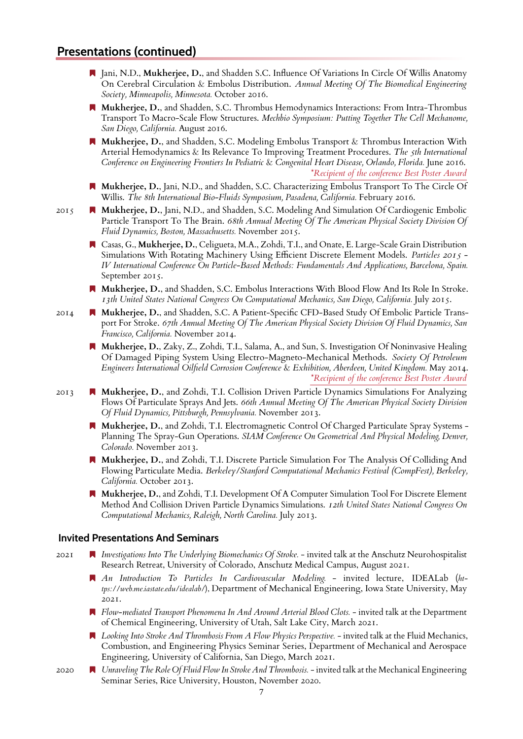## Presentations (continued)

- Jani, N.D., **Mukherjee, D.**, and Shadden S.C. Influence Of Variations In Circle Of Willis Anatomy On Cerebral Circulation & Embolus Distribution. *Annual Meeting Of The Biomedical Engineering Society, Minneapolis, Minnesota.* October 2016.
- **Mukherjee, D.**, and Shadden, S.C. Thrombus Hemodynamics Interactions: From Intra-Thrombus Transport To Macro-Scale Flow Structures. *Mechbio Symposium: Putting Together The Cell Mechanome, San Diego, California.* August 2016.
- **Mukherjee, D.**, and Shadden, S.C. Modeling Embolus Transport & Thrombus Interaction With Arterial Hemodynamics & Its Relevance To Improving Treatment Procedures. *The 5th International Conference on Engineering Frontiers In Pediatric & Congenital Heart Disease, Orlando, Florida.* June 2016. *\*Recipient of the conference Best Poster Award*
- **Mukherjee, D.**, Jani, N.D., and Shadden, S.C. Characterizing Embolus Transport To The Circle Of Willis. *The 8th International Bio-Fluids Symposium, Pasadena, California.* February 2016.

2015

- **Mukherjee, D.**, Jani, N.D., and Shadden, S.C. Modeling And Simulation Of Cardiogenic Embolic Particle Transport To The Brain. *68th Annual Meeting Of The American Physical Society Division Of Fluid Dynamics, Boston, Massachusetts.* November 2015.
- Casas, G., **Mukherjee, D.**, Celigueta, M.A., Zohdi, T.I., and Onate, E. Large-Scale Grain Distribution Simulations With Rotating Machinery Using Efficient Discrete Element Models. *Particles 2015 - IV International Conference On Particle-Based Methods: Fundamentals And Applications, Barcelona, Spain.* September 2015.
- **Mukherjee, D.**, and Shadden, S.C. Embolus Interactions With Blood Flow And Its Role In Stroke. *13th United States National Congress On Computational Mechanics, San Diego, California.* July 2015.

2014

- **Mukherjee, D.**, and Shadden, S.C. A Patient-Specific CFD-Based Study Of Embolic Particle Transport For Stroke. *67th Annual Meeting Of The American Physical Society Division Of Fluid Dynamics, San Francisco, California.* November 2014.
- **Mukherjee, D.**, Zaky, Z., Zohdi, T.I., Salama, A., and Sun, S. Investigation Of Noninvasive Healing Of Damaged Piping System Using Electro-Magneto-Mechanical Methods. *Society Of Petroleum Engineers International Oilfield Corrosion Conference & Exhibition, Aberdeen, United Kingdom.* May 2014. *\*Recipient of the conference Best Poster Award*

2013

- **Mukherjee, D.**, and Zohdi, T.I. Collision Driven Particle Dynamics Simulations For Analyzing Flows Of Particulate Sprays And Jets. *66th Annual Meeting Of The American Physical Society Division Of Fluid Dynamics, Pittsburgh, Pennsylvania.* November 2013.
- **Mukherjee, D.**, and Zohdi, T.I. Electromagnetic Control Of Charged Particulate Spray Systems - Planning The Spray-Gun Operations. *SIAM Conference On Geometrical And Physical Modeling, Denver, Colorado.* November 2013.
- **Mukherjee, D.**, and Zohdi, T.I. Discrete Particle Simulation For The Analysis Of Colliding And Flowing Particulate Media. *Berkeley/Stanford Computational Mechanics Festival (CompFest), Berkeley, California.* October 2013.
- **Mukherjee, D.**, and Zohdi, T.I. Development Of A Computer Simulation Tool For Discrete Element Method And Collision Driven Particle Dynamics Simulations. *12th United States National Congress On Computational Mechanics, Raleigh, North Carolina.* July 2013.

### Invited Presentations And Seminars

2021

- *Investigations Into The Underlying Biomechanics Of Stroke.* - invited talk at the Anschutz Neurohospitalist Research Retreat, University of Colorado, Anschutz Medical Campus, August 2021.
- *An Introduction To Particles In Cardiovascular Modeling.* - invited lecture, IDEALab (*https://web.me.iastate.edu/idealab/*), Department of Mechanical Engineering, Iowa State University, May 2021.
- *Flow-mediated Transport Phenomena In And Around Arterial Blood Clots.* - invited talk at the Department of Chemical Engineering, University of Utah, Salt Lake City, March 2021.
- *Looking Into Stroke And Thrombosis From A Flow Physics Perspective.* - invited talk at the Fluid Mechanics, Combustion, and Engineering Physics Seminar Series, Department of Mechanical and Aerospace Engineering, University of California, San Diego, March 2021.

2020

- *Unraveling The Role Of Fluid Flow In Stroke And Thrombosis.* - invited talk at the Mechanical Engineering Seminar Series, Rice University, Houston, November 2020.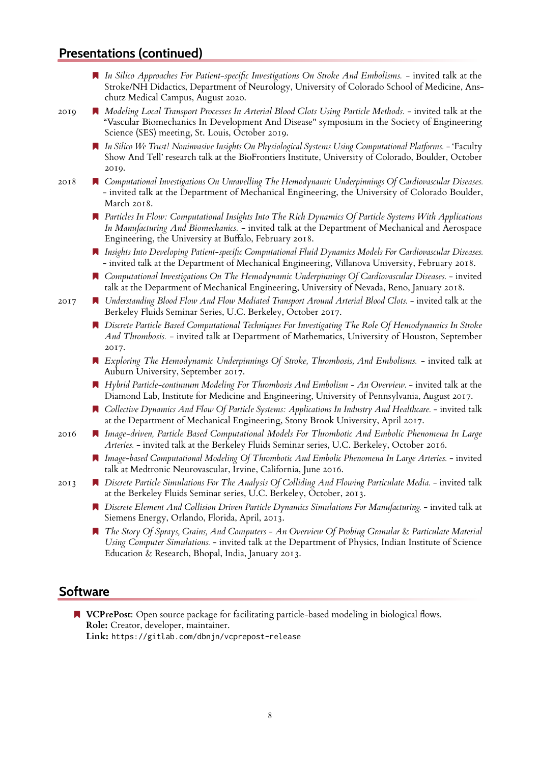## Presentations (continued)

- *In Silico Approaches For Patient-specific Investigations On Stroke And Embolisms.* – invited talk at the Stroke/NH Didactics, Department of Neurology, University of Colorado School of Medicine, Anschutz Medical Campus, August 2020.

**2019**

- *Modeling Local Transport Processes In Arterial Blood Clots Using Particle Methods.* – invited talk at the "Vascular Biomechanics In Development And Disease" symposium in the Society of Engineering Science (SES) meeting, St. Louis, October 2019.
- *In Silico We Trust! Noninvasive Insights On Physiological Systems Using Computational Platforms.* – 'Faculty Show And Tell' research talk at the BioFrontiers Institute, University of Colorado, Boulder, October 2019.

**2018**

- *Computational Investigations On Unravelling The Hemodynamic Underpinnings Of Cardiovascular Diseases.* – invited talk at the Department of Mechanical Engineering, the University of Colorado Boulder, March 2018.
- *Particles In Flow: Computational Insights Into The Rich Dynamics Of Particle Systems With Applications In Manufacturing And Biomechanics.* – invited talk at the Department of Mechanical and Aerospace Engineering, the University at Buffalo, February 2018.
- *Insights Into Developing Patient-specific Computational Fluid Dynamics Models For Cardiovascular Diseases.* – invited talk at the Department of Mechanical Engineering, Villanova University, February 2018.
- *Computational Investigations On The Hemodynamic Underpinnings Of Cardiovascular Diseases.* – invited talk at the Department of Mechanical Engineering, University of Nevada, Reno, January 2018.

**2017**

- *Understanding Blood Flow And Flow Mediated Transport Around Arterial Blood Clots.* – invited talk at the Berkeley Fluids Seminar Series, U.C. Berkeley, October 2017.
- *Discrete Particle Based Computational Techniques For Investigating The Role Of Hemodynamics In Stroke And Thrombosis.* – invited talk at Department of Mathematics, University of Houston, September 2017.
- *Exploring The Hemodynamic Underpinnings Of Stroke, Thrombosis, And Embolisms.* – invited talk at Auburn University, September 2017.
- *Hybrid Particle-continuum Modeling For Thrombosis And Embolism – An Overview.* – invited talk at the Diamond Lab, Institute for Medicine and Engineering, University of Pennsylvania, August 2017.
- *Collective Dynamics And Flow Of Particle Systems: Applications In Industry And Healthcare.* – invited talk at the Department of Mechanical Engineering, Stony Brook University, April 2017.

**2016**

- *Image-driven, Particle Based Computational Models For Thrombotic And Embolic Phenomena In Large Arteries.* – invited talk at the Berkeley Fluids Seminar series, U.C. Berkeley, October 2016.
- *Image-based Computational Modeling Of Thrombotic And Embolic Phenomena In Large Arteries.* – invited talk at Medtronic Neurovascular, Irvine, California, June 2016.

**2013**

- *Discrete Particle Simulations For The Analysis Of Colliding And Flowing Particulate Media.* – invited talk at the Berkeley Fluids Seminar series, U.C. Berkeley, October, 2013.
- *Discrete Element And Collision Driven Particle Dynamics Simulations For Manufacturing.* – invited talk at Siemens Energy, Orlando, Florida, April, 2013.
- *The Story Of Sprays, Grains, And Computers – An Overview Of Probing Granular & Particulate Material Using Computer Simulations.* – invited talk at the Department of Physics, Indian Institute of Science Education & Research, Bhopal, India, January 2013.

## Software

- **VCPrePost**: Open source package for facilitating particle-based modeling in biological flows.
  **Role:** Creator, developer, maintainer.
  **Link:** `https://gitlab.com/dbnjn/vcprepost-release`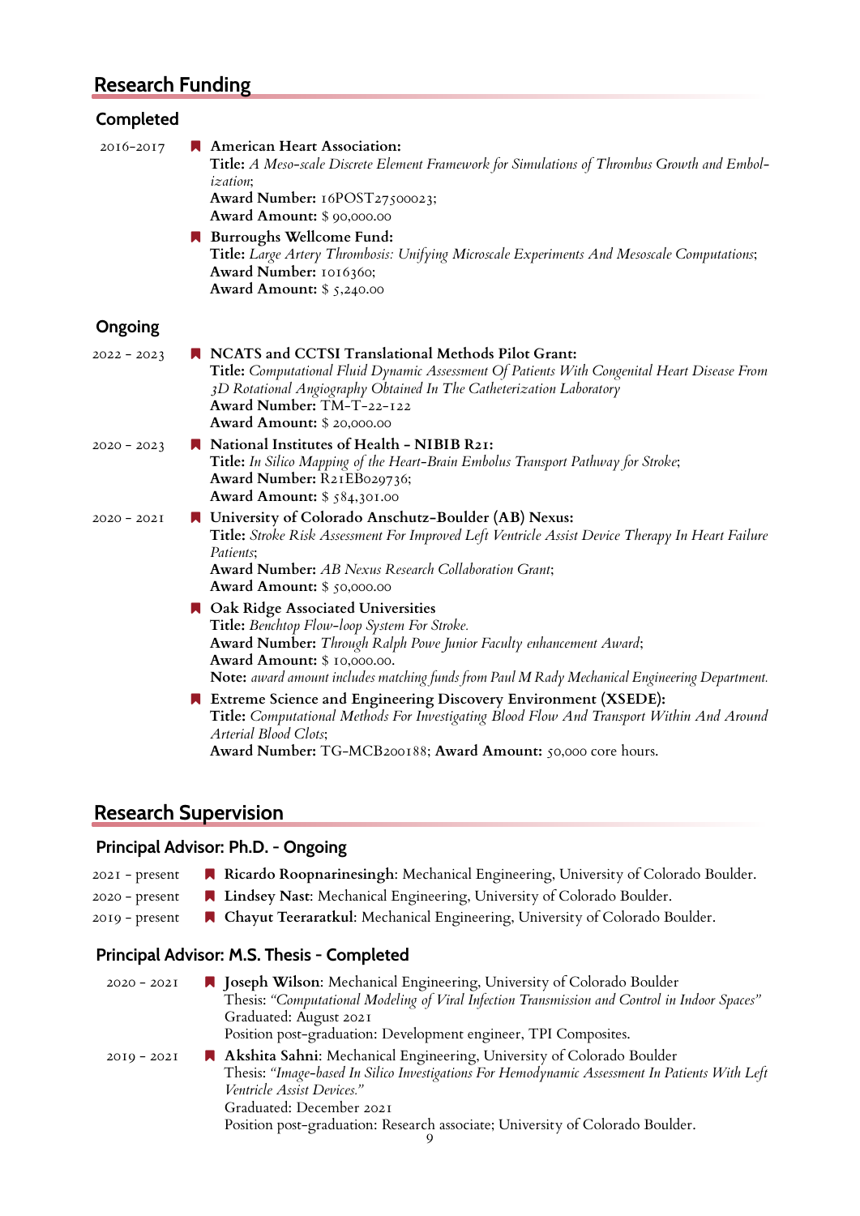## Research Funding

### Completed

2016–2017

- **American Heart Association:**
  **Title:** *A Meso-scale Discrete Element Framework for Simulations of Thrombus Growth and Embolization*;
  **Award Number:** 16POST27500023;
  **Award Amount:** $ 90,000.00
- **Burroughs Wellcome Fund:**
  **Title:** *Large Artery Thrombosis: Unifying Microscale Experiments And Mesoscale Computations*;
  **Award Number:** 1016360;
  **Award Amount:** $ 5,240.00

### Ongoing

2022 – 2023

- **NCATS and CCTSI Translational Methods Pilot Grant:**
  **Title:** *Computational Fluid Dynamic Assessment Of Patients With Congenital Heart Disease From 3D Rotational Angiography Obtained In The Catheterization Laboratory*
  **Award Number:** TM-T-22-122
  **Award Amount:** $ 20,000.00

2020 – 2023

- **National Institutes of Health - NIBIB R21:**
  **Title:** *In Silico Mapping of the Heart-Brain Embolus Transport Pathway for Stroke*;
  **Award Number:** R21EB029736;
  **Award Amount:** $ 584,301.00

2020 – 2021

- **University of Colorado Anschutz-Boulder (AB) Nexus:**
  **Title:** *Stroke Risk Assessment For Improved Left Ventricle Assist Device Therapy In Heart Failure Patients*;
  **Award Number:** *AB Nexus Research Collaboration Grant*;
  **Award Amount:** $ 50,000.00
- **Oak Ridge Associated Universities**
  **Title:** *Benchtop Flow-loop System For Stroke.*
  **Award Number:** *Through Ralph Powe Junior Faculty enhancement Award*;
  **Award Amount:** $ 10,000.00.
  **Note:** *award amount includes matching funds from Paul M Rady Mechanical Engineering Department.*
- **Extreme Science and Engineering Discovery Environment (XSEDE):**
  **Title:** *Computational Methods For Investigating Blood Flow And Transport Within And Around Arterial Blood Clots*;
  **Award Number:** TG-MCB200188; **Award Amount:** 50,000 core hours.

## Research Supervision

### Principal Advisor: Ph.D. - Ongoing

- 2021 – present: **Ricardo Roopnarinesingh**: Mechanical Engineering, University of Colorado Boulder.
- 2020 – present: **Lindsey Nast**: Mechanical Engineering, University of Colorado Boulder.
- 2019 – present: **Chayut Teeraratkul**: Mechanical Engineering, University of Colorado Boulder.

### Principal Advisor: M.S. Thesis - Completed

2020 – 2021

- **Joseph Wilson**: Mechanical Engineering, University of Colorado Boulder
  Thesis: *"Computational Modeling of Viral Infection Transmission and Control in Indoor Spaces"*
  Graduated: August 2021
  Position post-graduation: Development engineer, TPI Composites.

2019 – 2021

- **Akshita Sahni**: Mechanical Engineering, University of Colorado Boulder
  Thesis: *"Image-based In Silico Investigations For Hemodynamic Assessment In Patients With Left Ventricle Assist Devices."*
  Graduated: December 2021
  Position post-graduation: Research associate; University of Colorado Boulder.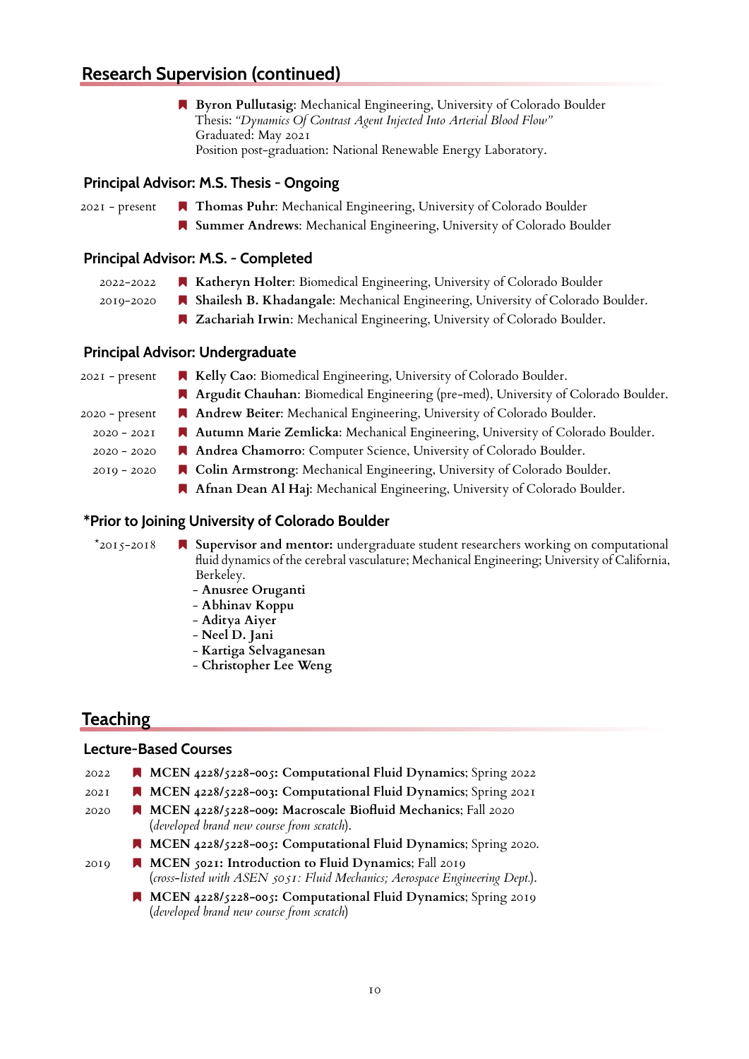## Research Supervision (continued)

- **Byron Pullutasig**: Mechanical Engineering, University of Colorado Boulder
  Thesis: *"Dynamics Of Contrast Agent Injected Into Arterial Blood Flow"*
  Graduated: May 2021
  Position post-graduation: National Renewable Energy Laboratory.

### Principal Advisor: M.S. Thesis - Ongoing

2021 - present
- **Thomas Puhr**: Mechanical Engineering, University of Colorado Boulder
- **Summer Andrews**: Mechanical Engineering, University of Colorado Boulder

### Principal Advisor: M.S. - Completed

2022-2022
- **Katheryn Holter**: Biomedical Engineering, University of Colorado Boulder

2019-2020
- **Shailesh B. Khadangale**: Mechanical Engineering, University of Colorado Boulder.
- **Zachariah Irwin**: Mechanical Engineering, University of Colorado Boulder.

### Principal Advisor: Undergraduate

2021 - present
- **Kelly Cao**: Biomedical Engineering, University of Colorado Boulder.
- **Argudit Chauhan**: Biomedical Engineering (pre-med), University of Colorado Boulder.

2020 - present
- **Andrew Beiter**: Mechanical Engineering, University of Colorado Boulder.

2020 - 2021
- **Autumn Marie Zemlicka**: Mechanical Engineering, University of Colorado Boulder.

2020 - 2020
- **Andrea Chamorro**: Computer Science, University of Colorado Boulder.

2019 - 2020
- **Colin Armstrong**: Mechanical Engineering, University of Colorado Boulder.
- **Afnan Dean Al Haj**: Mechanical Engineering, University of Colorado Boulder.

### *Prior to Joining University of Colorado Boulder

*2015-2018
- **Supervisor and mentor:** undergraduate student researchers working on computational fluid dynamics of the cerebral vasculature; Mechanical Engineering; University of California, Berkeley.
  - **Anusree Oruganti**
  - **Abhinav Koppu**
  - **Aditya Aiyer**
  - **Neel D. Jani**
  - **Kartiga Selvaganesan**
  - **Christopher Lee Weng**

## Teaching

### Lecture-Based Courses

2022
- **MCEN 4228/5228-005: Computational Fluid Dynamics**; Spring 2022

2021
- **MCEN 4228/5228-003: Computational Fluid Dynamics**; Spring 2021

2020
- **MCEN 4228/5228-009: Macroscale Biofluid Mechanics**; Fall 2020
  (*developed brand new course from scratch*).
- **MCEN 4228/5228-005: Computational Fluid Dynamics**; Spring 2020.

2019
- **MCEN 5021: Introduction to Fluid Dynamics**; Fall 2019
  (*cross-listed with ASEN 5051: Fluid Mechanics; Aerospace Engineering Dept.*).
- **MCEN 4228/5228-005: Computational Fluid Dynamics**; Spring 2019
  (*developed brand new course from scratch*)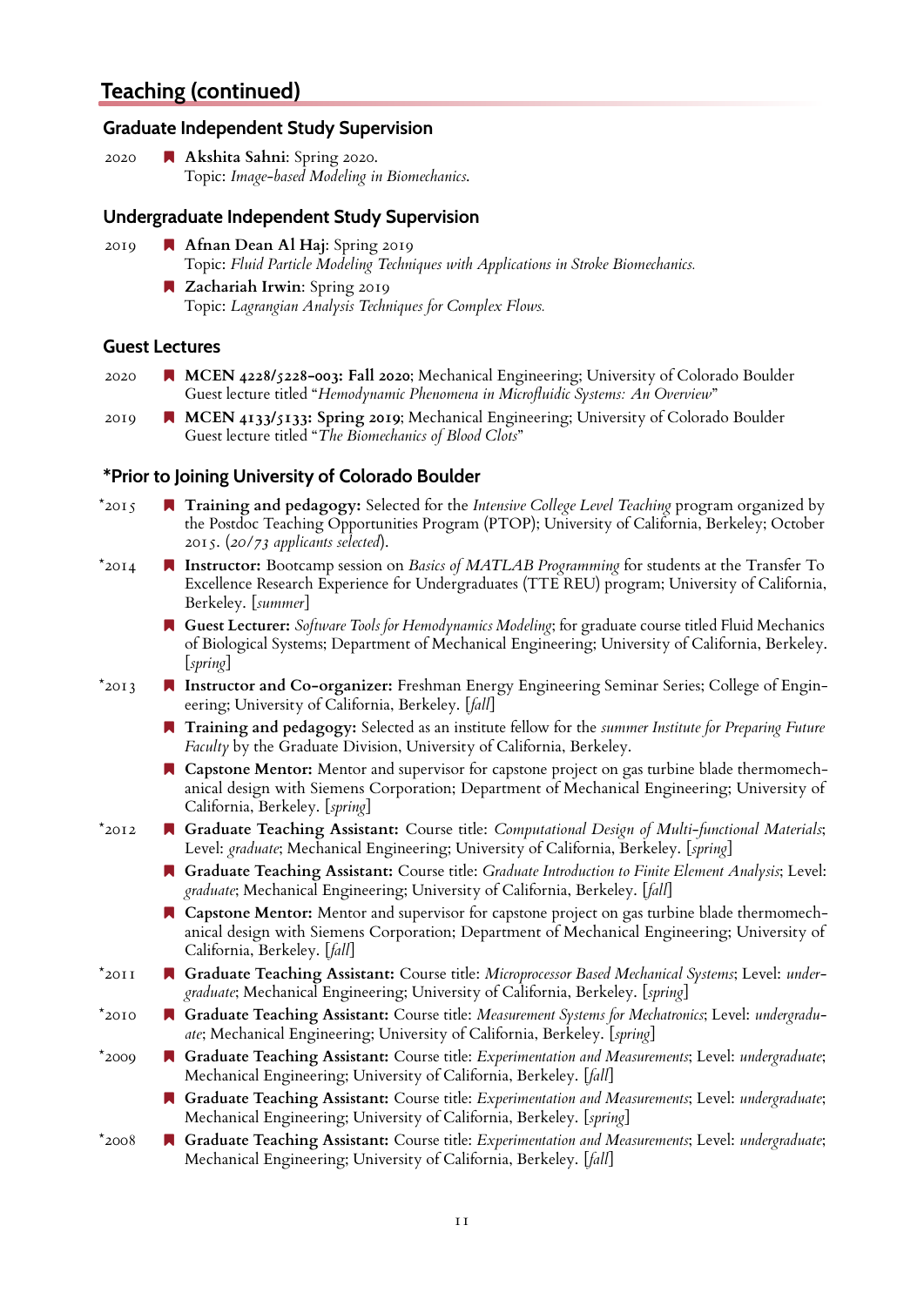## Teaching (continued)

### Graduate Independent Study Supervision

2020

- **Akshita Sahni**: Spring 2020.
  Topic: *Image-based Modeling in Biomechanics*.

### Undergraduate Independent Study Supervision

2019

- **Afnan Dean Al Haj**: Spring 2019
  Topic: *Fluid Particle Modeling Techniques with Applications in Stroke Biomechanics.*
- **Zachariah Irwin**: Spring 2019
  Topic: *Lagrangian Analysis Techniques for Complex Flows.*

### Guest Lectures

2020

- **MCEN 4228/5228-003: Fall 2020**; Mechanical Engineering; University of Colorado Boulder
  Guest lecture titled "*Hemodynamic Phenomena in Microfluidic Systems: An Overview*"

2019

- **MCEN 4133/5133: Spring 2019**; Mechanical Engineering; University of Colorado Boulder
  Guest lecture titled "*The Biomechanics of Blood Clots*"

### *Prior to Joining University of Colorado Boulder

*2015

- **Training and pedagogy:** Selected for the *Intensive College Level Teaching* program organized by the Postdoc Teaching Opportunities Program (PTOP); University of California, Berkeley; October 2015. (*20/73 applicants selected*).

*2014

- **Instructor:** Bootcamp session on *Basics of MATLAB Programming* for students at the Transfer To Excellence Research Experience for Undergraduates (TTE REU) program; University of California, Berkeley. [*summer*]
- **Guest Lecturer:** *Software Tools for Hemodynamics Modeling*; for graduate course titled Fluid Mechanics of Biological Systems; Department of Mechanical Engineering; University of California, Berkeley. [*spring*]

*2013

- **Instructor and Co-organizer:** Freshman Energy Engineering Seminar Series; College of Engineering; University of California, Berkeley. [*fall*]
- **Training and pedagogy:** Selected as an institute fellow for the *summer Institute for Preparing Future Faculty* by the Graduate Division, University of California, Berkeley.
- **Capstone Mentor:** Mentor and supervisor for capstone project on gas turbine blade thermomechanical design with Siemens Corporation; Department of Mechanical Engineering; University of California, Berkeley. [*spring*]

*2012

- **Graduate Teaching Assistant:** Course title: *Computational Design of Multi-functional Materials*; Level: *graduate*; Mechanical Engineering; University of California, Berkeley. [*spring*]
- **Graduate Teaching Assistant:** Course title: *Graduate Introduction to Finite Element Analysis*; Level: *graduate*; Mechanical Engineering; University of California, Berkeley. [*fall*]
- **Capstone Mentor:** Mentor and supervisor for capstone project on gas turbine blade thermomechanical design with Siemens Corporation; Department of Mechanical Engineering; University of California, Berkeley. [*fall*]

*2011

- **Graduate Teaching Assistant:** Course title: *Microprocessor Based Mechanical Systems*; Level: *undergraduate*; Mechanical Engineering; University of California, Berkeley. [*spring*]

*2010

- **Graduate Teaching Assistant:** Course title: *Measurement Systems for Mechatronics*; Level: *undergraduate*; Mechanical Engineering; University of California, Berkeley. [*spring*]

*2009

- **Graduate Teaching Assistant:** Course title: *Experimentation and Measurements*; Level: *undergraduate*; Mechanical Engineering; University of California, Berkeley. [*fall*]
- **Graduate Teaching Assistant:** Course title: *Experimentation and Measurements*; Level: *undergraduate*; Mechanical Engineering; University of California, Berkeley. [*spring*]

*2008

- **Graduate Teaching Assistant:** Course title: *Experimentation and Measurements*; Level: *undergraduate*; Mechanical Engineering; University of California, Berkeley. [*fall*]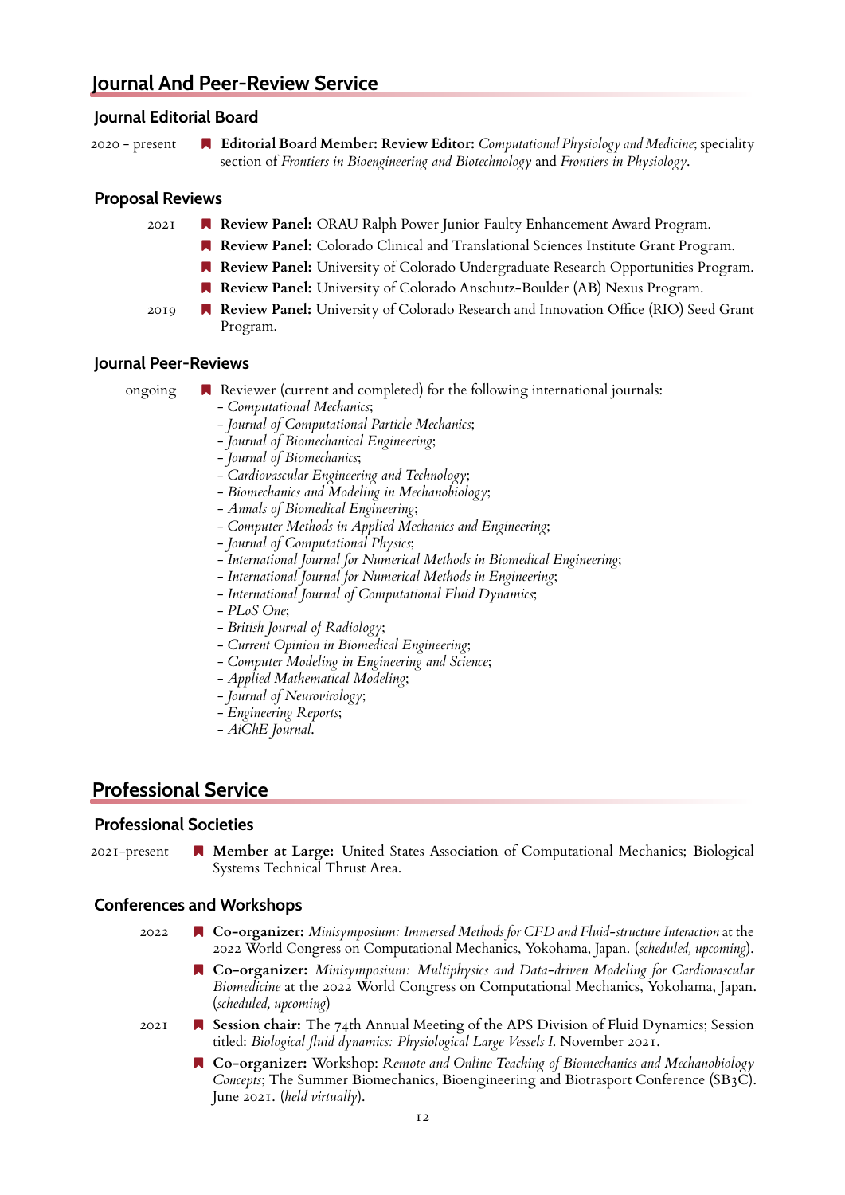# Journal And Peer-Review Service

## Journal Editorial Board

2020 - present

- **Editorial Board Member: Review Editor:** *Computational Physiology and Medicine*; speciality section of *Frontiers in Bioengineering and Biotechnology* and *Frontiers in Physiology*.

## Proposal Reviews

2021

- **Review Panel:** ORAU Ralph Power Junior Faulty Enhancement Award Program.
- **Review Panel:** Colorado Clinical and Translational Sciences Institute Grant Program.
- **Review Panel:** University of Colorado Undergraduate Research Opportunities Program.
- **Review Panel:** University of Colorado Anschutz-Boulder (AB) Nexus Program.

2019

- **Review Panel:** University of Colorado Research and Innovation Office (RIO) Seed Grant Program.

## Journal Peer-Reviews

ongoing

- Reviewer (current and completed) for the following international journals:
  - *Computational Mechanics*;
  - *Journal of Computational Particle Mechanics*;
  - *Journal of Biomechanical Engineering*;
  - *Journal of Biomechanics*;
  - *Cardiovascular Engineering and Technology*;
  - *Biomechanics and Modeling in Mechanobiology*;
  - *Annals of Biomedical Engineering*;
  - *Computer Methods in Applied Mechanics and Engineering*;
  - *Journal of Computational Physics*;
  - *International Journal for Numerical Methods in Biomedical Engineering*;
  - *International Journal for Numerical Methods in Engineering*;
  - *International Journal of Computational Fluid Dynamics*;
  - *PLoS One*;
  - *British Journal of Radiology*;
  - *Current Opinion in Biomedical Engineering*;
  - *Computer Modeling in Engineering and Science*;
  - *Applied Mathematical Modeling*;
  - *Journal of Neurovirology*;
  - *Engineering Reports*;
  - *AiChE Journal*.

# Professional Service

## Professional Societies

2021-present

- **Member at Large:** United States Association of Computational Mechanics; Biological Systems Technical Thrust Area.

## Conferences and Workshops

2022

- **Co-organizer:** *Minisymposium: Immersed Methods for CFD and Fluid-structure Interaction* at the 2022 World Congress on Computational Mechanics, Yokohama, Japan. (*scheduled, upcoming*).
- **Co-organizer:** *Minisymposium: Multiphysics and Data-driven Modeling for Cardiovascular Biomedicine* at the 2022 World Congress on Computational Mechanics, Yokohama, Japan. (*scheduled, upcoming*)

2021

- **Session chair:** The 74th Annual Meeting of the APS Division of Fluid Dynamics; Session titled: *Biological fluid dynamics: Physiological Large Vessels I*. November 2021.
- **Co-organizer:** Workshop: *Remote and Online Teaching of Biomechanics and Mechanobiology Concepts*; The Summer Biomechanics, Bioengineering and Biotrasport Conference (SB3C). June 2021. (*held virtually*).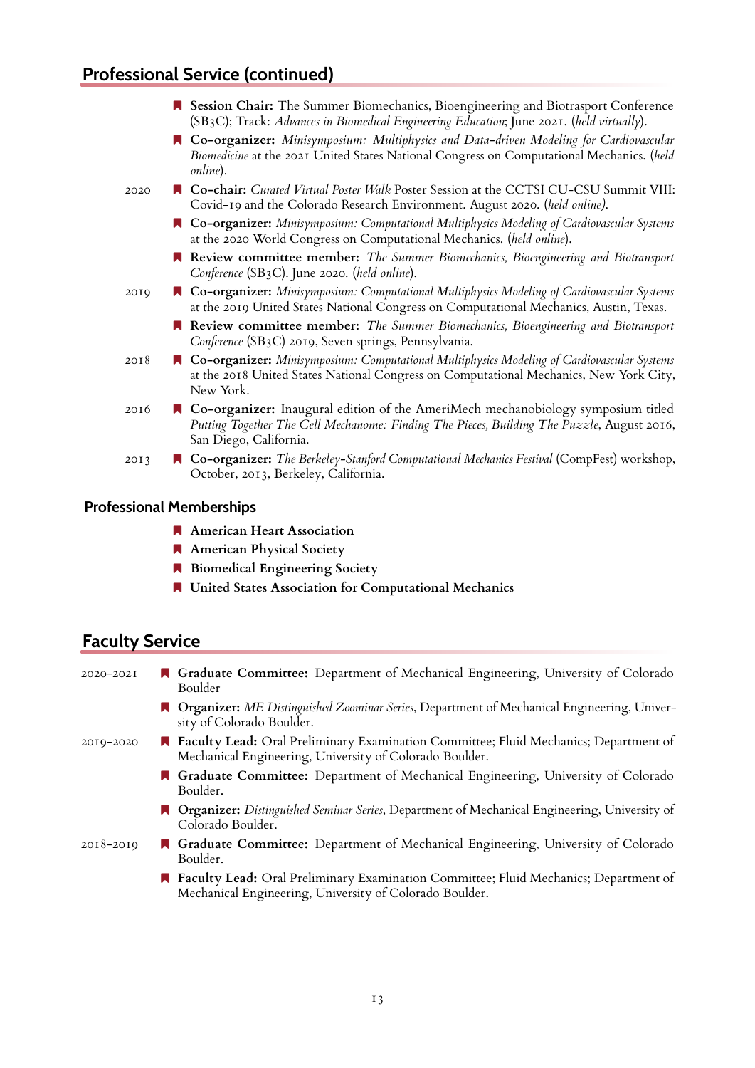## Professional Service (continued)

- **Session Chair:** The Summer Biomechanics, Bioengineering and Biotrasport Conference (SB3C); Track: *Advances in Biomedical Engineering Education*; June 2021. (*held virtually*).
- **Co-organizer:** *Minisymposium: Multiphysics and Data-driven Modeling for Cardiovascular Biomedicine* at the 2021 United States National Congress on Computational Mechanics. (*held online*).

2020

- **Co-chair:** *Curated Virtual Poster Walk* Poster Session at the CCTSI CU-CSU Summit VIII: Covid-19 and the Colorado Research Environment. August 2020. (*held online).*
- **Co-organizer:** *Minisymposium: Computational Multiphysics Modeling of Cardiovascular Systems* at the 2020 World Congress on Computational Mechanics. (*held online*).
- **Review committee member:** *The Summer Biomechanics, Bioengineering and Biotransport Conference* (SB3C). June 2020. (*held online*).

2019

- **Co-organizer:** *Minisymposium: Computational Multiphysics Modeling of Cardiovascular Systems* at the 2019 United States National Congress on Computational Mechanics, Austin, Texas.
- **Review committee member:** *The Summer Biomechanics, Bioengineering and Biotransport Conference* (SB3C) 2019, Seven springs, Pennsylvania.

2018

- **Co-organizer:** *Minisymposium: Computational Multiphysics Modeling of Cardiovascular Systems* at the 2018 United States National Congress on Computational Mechanics, New York City, New York.

2016

- **Co-organizer:** Inaugural edition of the AmeriMech mechanobiology symposium titled *Putting Together The Cell Mechanome: Finding The Pieces, Building The Puzzle*, August 2016, San Diego, California.

2013

- **Co-organizer:** *The Berkeley-Stanford Computational Mechanics Festival* (CompFest) workshop, October, 2013, Berkeley, California.

### Professional Memberships

- **American Heart Association**
- **American Physical Society**
- **Biomedical Engineering Society**
- **United States Association for Computational Mechanics**

## Faculty Service

2020–2021

- **Graduate Committee:** Department of Mechanical Engineering, University of Colorado Boulder
- **Organizer:** *ME Distinguished Zoominar Series*, Department of Mechanical Engineering, University of Colorado Boulder.

2019–2020

- **Faculty Lead:** Oral Preliminary Examination Committee; Fluid Mechanics; Department of Mechanical Engineering, University of Colorado Boulder.
- **Graduate Committee:** Department of Mechanical Engineering, University of Colorado Boulder.
- **Organizer:** *Distinguished Seminar Series*, Department of Mechanical Engineering, University of Colorado Boulder.

2018–2019

- **Graduate Committee:** Department of Mechanical Engineering, University of Colorado Boulder.
- **Faculty Lead:** Oral Preliminary Examination Committee; Fluid Mechanics; Department of Mechanical Engineering, University of Colorado Boulder.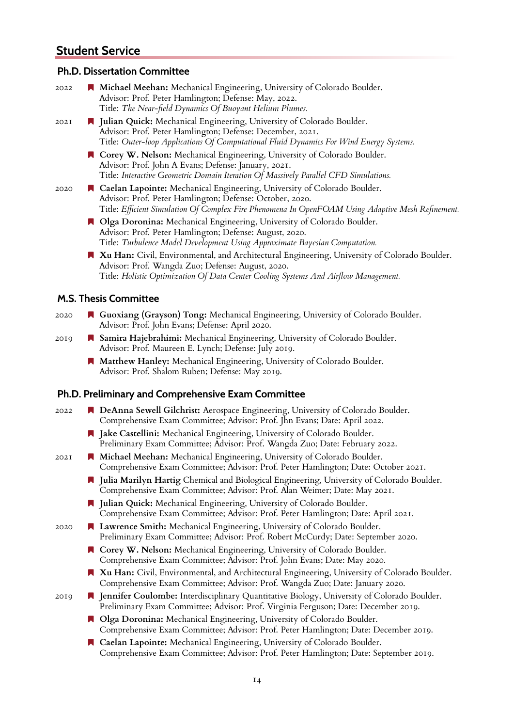## Student Service

### Ph.D. Dissertation Committee

2022

- **Michael Meehan:** Mechanical Engineering, University of Colorado Boulder.
  Advisor: Prof. Peter Hamlington; Defense: May, 2022.
  Title: *The Near-field Dynamics Of Buoyant Helium Plumes.*

2021

- **Julian Quick:** Mechanical Engineering, University of Colorado Boulder.
  Advisor: Prof. Peter Hamlington; Defense: December, 2021.
  Title: *Outer-loop Applications Of Computational Fluid Dynamics For Wind Energy Systems.*
- **Corey W. Nelson:** Mechanical Engineering, University of Colorado Boulder.
  Advisor: Prof. John A Evans; Defense: January, 2021.
  Title: *Interactive Geometric Domain Iteration Of Massively Parallel CFD Simulations.*

2020

- **Caelan Lapointe:** Mechanical Engineering, University of Colorado Boulder.
  Advisor: Prof. Peter Hamlington; Defense: October, 2020.
  Title: *Efficient Simulation Of Complex Fire Phenomena In OpenFOAM Using Adaptive Mesh Refinement.*
- **Olga Doronina:** Mechanical Engineering, University of Colorado Boulder.
  Advisor: Prof. Peter Hamlington; Defense: August, 2020.
  Title: *Turbulence Model Development Using Approximate Bayesian Computation.*
- **Xu Han:** Civil, Environmental, and Architectural Engineering, University of Colorado Boulder.
  Advisor: Prof. Wangda Zuo; Defense: August, 2020.
  Title: *Holistic Optimization Of Data Center Cooling Systems And Airflow Management.*

### M.S. Thesis Committee

2020

- **Guoxiang (Grayson) Tong:** Mechanical Engineering, University of Colorado Boulder.
  Advisor: Prof. John Evans; Defense: April 2020.

2019

- **Samira Hajebrahimi:** Mechanical Engineering, University of Colorado Boulder.
  Advisor: Prof. Maureen E. Lynch; Defense: July 2019.
- **Matthew Hanley:** Mechanical Engineering, University of Colorado Boulder.
  Advisor: Prof. Shalom Ruben; Defense: May 2019.

### Ph.D. Preliminary and Comprehensive Exam Committee

2022

- **DeAnna Sewell Gilchrist:** Aerospace Engineering, University of Colorado Boulder.
  Comprehensive Exam Committee; Advisor: Prof. Jhn Evans; Date: April 2022.
- **Jake Castellini:** Mechanical Engineering, University of Colorado Boulder.
  Preliminary Exam Committee; Advisor: Prof. Wangda Zuo; Date: February 2022.

2021

- **Michael Meehan:** Mechanical Engineering, University of Colorado Boulder.
  Comprehensive Exam Committee; Advisor: Prof. Peter Hamlington; Date: October 2021.
- **Julia Marilyn Hartig** Chemical and Biological Engineering, University of Colorado Boulder.
  Comprehensive Exam Committee; Advisor: Prof. Alan Weimer; Date: May 2021.
- **Julian Quick:** Mechanical Engineering, University of Colorado Boulder.
  Comprehensive Exam Committee; Advisor: Prof. Peter Hamlington; Date: April 2021.

2020

- **Lawrence Smith:** Mechanical Engineering, University of Colorado Boulder.
  Preliminary Exam Committee; Advisor: Prof. Robert McCurdy; Date: September 2020.
- **Corey W. Nelson:** Mechanical Engineering, University of Colorado Boulder.
  Comprehensive Exam Committee; Advisor: Prof. John Evans; Date: May 2020.
- **Xu Han:** Civil, Environmental, and Architectural Engineering, University of Colorado Boulder.
  Comprehensive Exam Committee; Advisor: Prof. Wangda Zuo; Date: January 2020.

2019

- **Jennifer Coulombe:** Interdisciplinary Quantitative Biology, University of Colorado Boulder.
  Preliminary Exam Committee; Advisor: Prof. Virginia Ferguson; Date: December 2019.
- **Olga Doronina:** Mechanical Engineering, University of Colorado Boulder.
  Comprehensive Exam Committee; Advisor: Prof. Peter Hamlington; Date: December 2019.
- **Caelan Lapointe:** Mechanical Engineering, University of Colorado Boulder.
  Comprehensive Exam Committee; Advisor: Prof. Peter Hamlington; Date: September 2019.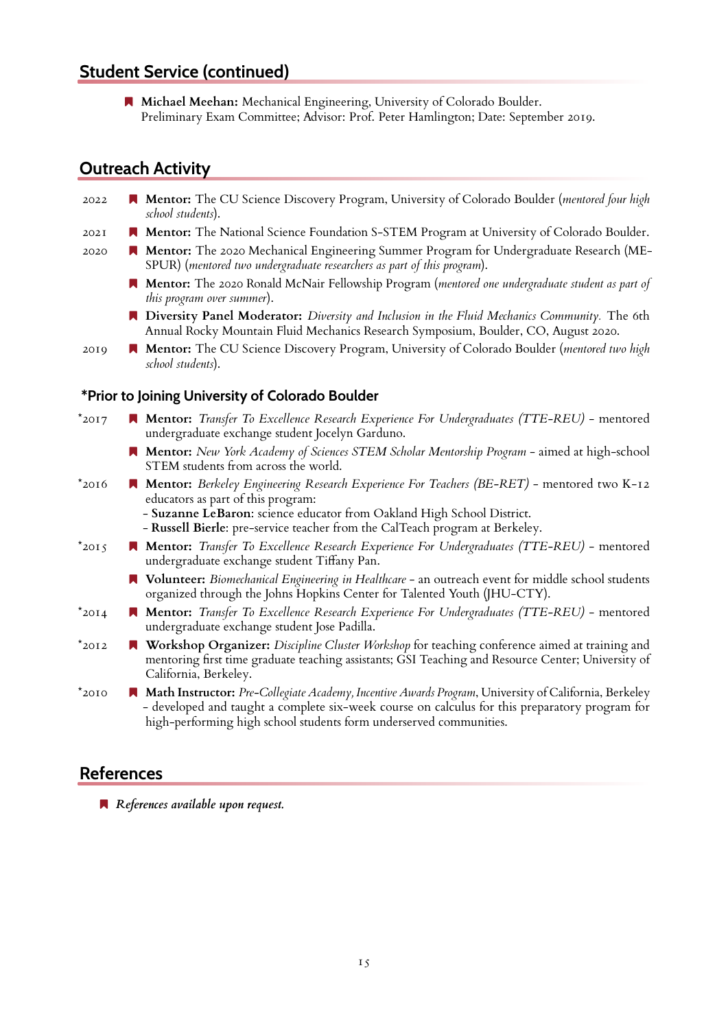## Student Service (continued)

- **Michael Meehan:** Mechanical Engineering, University of Colorado Boulder. Preliminary Exam Committee; Advisor: Prof. Peter Hamlington; Date: September 2019.

## Outreach Activity

2022
- **Mentor:** The CU Science Discovery Program, University of Colorado Boulder (*mentored four high school students*).

2021
- **Mentor:** The National Science Foundation S-STEM Program at University of Colorado Boulder.

2020
- **Mentor:** The 2020 Mechanical Engineering Summer Program for Undergraduate Research (ME-SPUR) (*mentored two undergraduate researchers as part of this program*).
- **Mentor:** The 2020 Ronald McNair Fellowship Program (*mentored one undergraduate student as part of this program over summer*).
- **Diversity Panel Moderator:** *Diversity and Inclusion in the Fluid Mechanics Community.* The 6th Annual Rocky Mountain Fluid Mechanics Research Symposium, Boulder, CO, August 2020.

2019
- **Mentor:** The CU Science Discovery Program, University of Colorado Boulder (*mentored two high school students*).

### *Prior to Joining University of Colorado Boulder

*2017
- **Mentor:** *Transfer To Excellence Research Experience For Undergraduates (TTE-REU)* - mentored undergraduate exchange student Jocelyn Garduno.
- **Mentor:** *New York Academy of Sciences STEM Scholar Mentorship Program* - aimed at high-school STEM students from across the world.

*2016
- **Mentor:** *Berkeley Engineering Research Experience For Teachers (BE-RET)* - mentored two K-12 educators as part of this program:
  - **Suzanne LeBaron**: science educator from Oakland High School District.
  - **Russell Bierle**: pre-service teacher from the CalTeach program at Berkeley.

*2015
- **Mentor:** *Transfer To Excellence Research Experience For Undergraduates (TTE-REU)* - mentored undergraduate exchange student Tiffany Pan.
- **Volunteer:** *Biomechanical Engineering in Healthcare* - an outreach event for middle school students organized through the Johns Hopkins Center for Talented Youth (JHU-CTY).

*2014
- **Mentor:** *Transfer To Excellence Research Experience For Undergraduates (TTE-REU)* - mentored undergraduate exchange student Jose Padilla.

*2012
- **Workshop Organizer:** *Discipline Cluster Workshop* for teaching conference aimed at training and mentoring first time graduate teaching assistants; GSI Teaching and Resource Center; University of California, Berkeley.

*2010
- **Math Instructor:** *Pre-Collegiate Academy, Incentive Awards Program*, University of California, Berkeley - developed and taught a complete six-week course on calculus for this preparatory program for high-performing high school students form underserved communities.

## References

- ***References available upon request.***